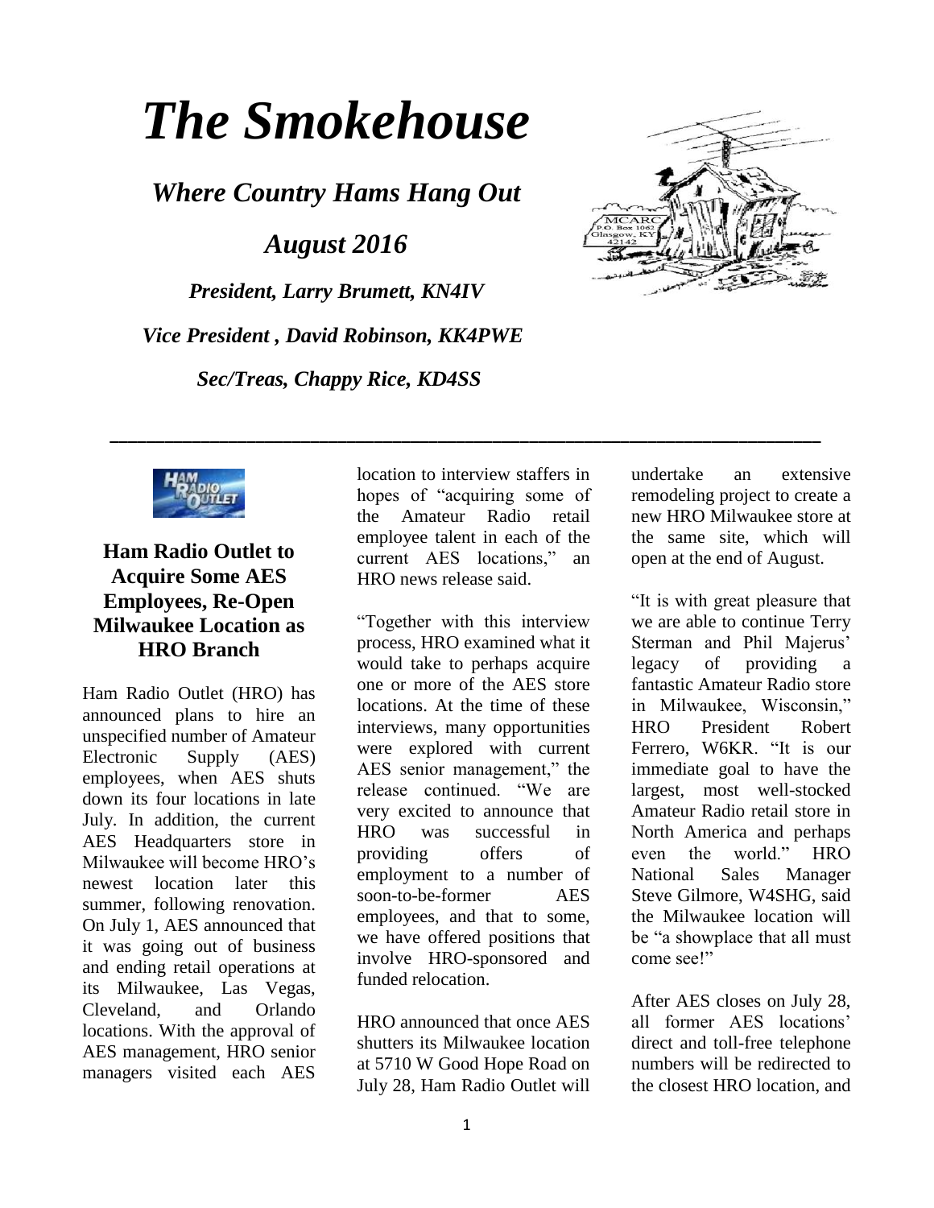# *The Smokehouse*

## *Where Country Hams Hang Out*

## *August 2016*

***President, Larry Brumett, KN4IV***

***Vice President , David Robinson, KK4PWE***

***Sec/Treas, Chappy Rice, KD4SS***

---

### Ham Radio Outlet to Acquire Some AES Employees, Re-Open Milwaukee Location as HRO Branch

Ham Radio Outlet (HRO) has announced plans to hire an unspecified number of Amateur Electronic Supply (AES) employees, when AES shuts down its four locations in late July. In addition, the current AES Headquarters store in Milwaukee will become HRO's newest location later this summer, following renovation. On July 1, AES announced that it was going out of business and ending retail operations at its Milwaukee, Las Vegas, Cleveland, and Orlando locations. With the approval of AES management, HRO senior managers visited each AES location to interview staffers in hopes of "acquiring some of the Amateur Radio retail employee talent in each of the current AES locations," an HRO news release said.

"Together with this interview process, HRO examined what it would take to perhaps acquire one or more of the AES store locations. At the time of these interviews, many opportunities were explored with current AES senior management," the release continued. "We are very excited to announce that HRO was successful in providing offers of employment to a number of soon-to-be-former AES employees, and that to some, we have offered positions that involve HRO-sponsored and funded relocation.

HRO announced that once AES shutters its Milwaukee location at 5710 W Good Hope Road on July 28, Ham Radio Outlet will undertake an extensive remodeling project to create a new HRO Milwaukee store at the same site, which will open at the end of August.

"It is with great pleasure that we are able to continue Terry Sterman and Phil Majerus' legacy of providing a fantastic Amateur Radio store in Milwaukee, Wisconsin," HRO President Robert Ferrero, W6KR. "It is our immediate goal to have the largest, most well-stocked Amateur Radio retail store in North America and perhaps even the world." HRO National Sales Manager Steve Gilmore, W4SHG, said the Milwaukee location will be "a showplace that all must come see!"

After AES closes on July 28, all former AES locations' direct and toll-free telephone numbers will be redirected to the closest HRO location, and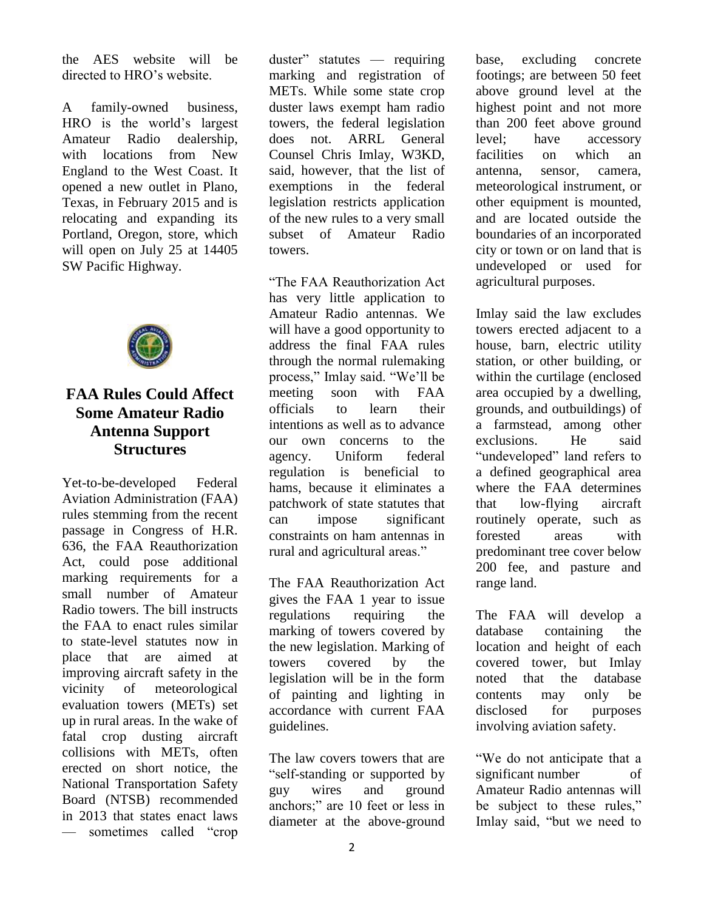the AES website will be directed to HRO's website.

A family-owned business, HRO is the world's largest Amateur Radio dealership, with locations from New England to the West Coast. It opened a new outlet in Plano, Texas, in February 2015 and is relocating and expanding its Portland, Oregon, store, which will open on July 25 at 14405 SW Pacific Highway.

## FAA Rules Could Affect Some Amateur Radio Antenna Support Structures

Yet-to-be-developed Federal Aviation Administration (FAA) rules stemming from the recent passage in Congress of H.R. 636, the FAA Reauthorization Act, could pose additional marking requirements for a small number of Amateur Radio towers. The bill instructs the FAA to enact rules similar to state-level statutes now in place that are aimed at improving aircraft safety in the vicinity of meteorological evaluation towers (METs) set up in rural areas. In the wake of fatal crop dusting aircraft collisions with METs, often erected on short notice, the National Transportation Safety Board (NTSB) recommended in 2013 that states enact laws — sometimes called "crop duster" statutes — requiring marking and registration of METs. While some state crop duster laws exempt ham radio towers, the federal legislation does not. ARRL General Counsel Chris Imlay, W3KD, said, however, that the list of exemptions in the federal legislation restricts application of the new rules to a very small subset of Amateur Radio towers.

"The FAA Reauthorization Act has very little application to Amateur Radio antennas. We will have a good opportunity to address the final FAA rules through the normal rulemaking process," Imlay said. "We'll be meeting soon with FAA officials to learn their intentions as well as to advance our own concerns to the agency. Uniform federal regulation is beneficial to hams, because it eliminates a patchwork of state statutes that can impose significant constraints on ham antennas in rural and agricultural areas."

The FAA Reauthorization Act gives the FAA 1 year to issue regulations requiring the marking of towers covered by the new legislation. Marking of towers covered by the legislation will be in the form of painting and lighting in accordance with current FAA guidelines.

The law covers towers that are "self-standing or supported by guy wires and ground anchors;" are 10 feet or less in diameter at the above-ground base, excluding concrete footings; are between 50 feet above ground level at the highest point and not more than 200 feet above ground level; have accessory facilities on which an antenna, sensor, camera, meteorological instrument, or other equipment is mounted, and are located outside the boundaries of an incorporated city or town or on land that is undeveloped or used for agricultural purposes.

Imlay said the law excludes towers erected adjacent to a house, barn, electric utility station, or other building, or within the curtilage (enclosed area occupied by a dwelling, grounds, and outbuildings) of a farmstead, among other exclusions. He said "undeveloped" land refers to a defined geographical area where the FAA determines that low-flying aircraft routinely operate, such as forested areas with predominant tree cover below 200 fee, and pasture and range land.

The FAA will develop a database containing the location and height of each covered tower, but Imlay noted that the database contents may only be disclosed for purposes involving aviation safety.

"We do not anticipate that a significant number of Amateur Radio antennas will be subject to these rules," Imlay said, "but we need to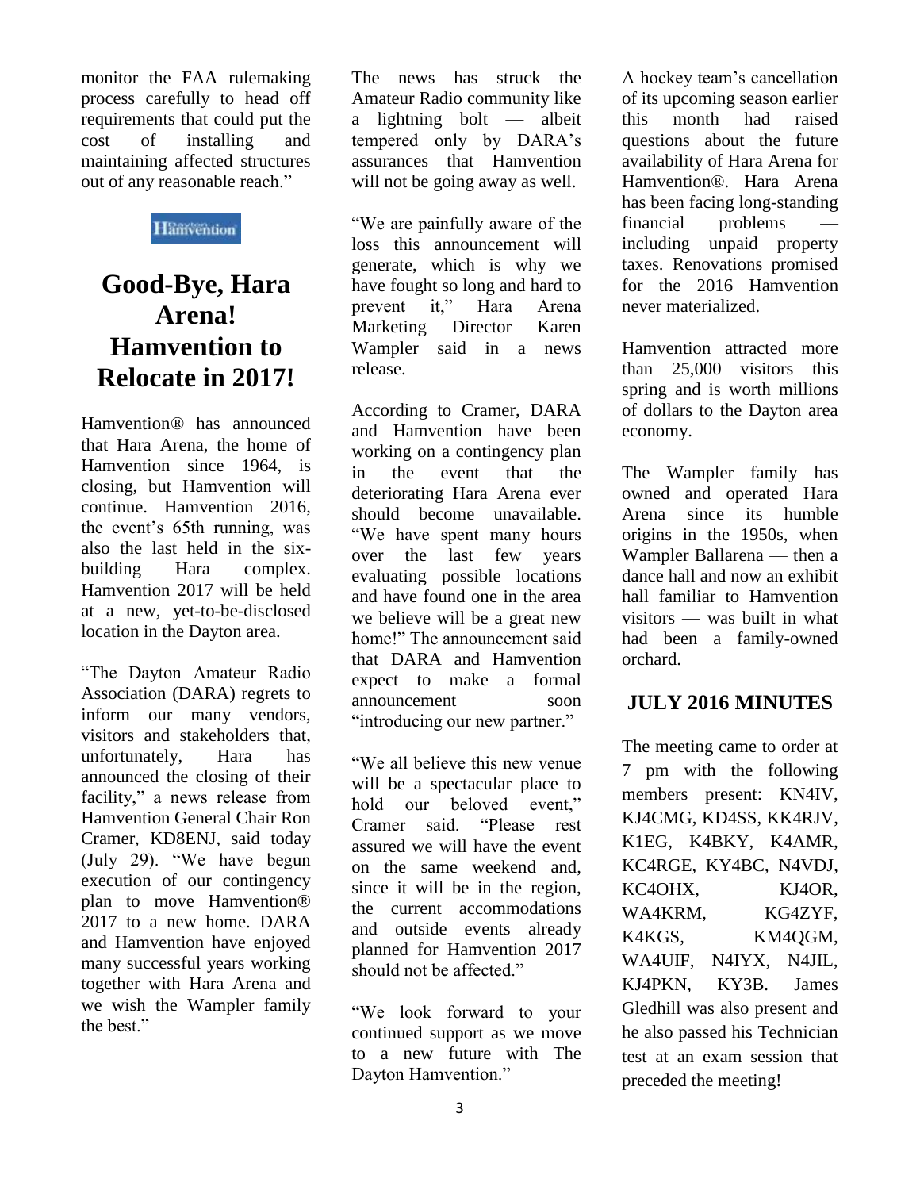monitor the FAA rulemaking process carefully to head off requirements that could put the cost of installing and maintaining affected structures out of any reasonable reach."

# Good-Bye, Hara Arena! Hamvention to Relocate in 2017!

Hamvention® has announced that Hara Arena, the home of Hamvention since 1964, is closing, but Hamvention will continue. Hamvention 2016, the event's 65th running, was also the last held in the six-building Hara complex. Hamvention 2017 will be held at a new, yet-to-be-disclosed location in the Dayton area.

"The Dayton Amateur Radio Association (DARA) regrets to inform our many vendors, visitors and stakeholders that, unfortunately, Hara has announced the closing of their facility," a news release from Hamvention General Chair Ron Cramer, KD8ENJ, said today (July 29). "We have begun execution of our contingency plan to move Hamvention® 2017 to a new home. DARA and Hamvention have enjoyed many successful years working together with Hara Arena and we wish the Wampler family the best."

The news has struck the Amateur Radio community like a lightning bolt — albeit tempered only by DARA's assurances that Hamvention will not be going away as well.

"We are painfully aware of the loss this announcement will generate, which is why we have fought so long and hard to prevent it," Hara Arena Marketing Director Karen Wampler said in a news release.

According to Cramer, DARA and Hamvention have been working on a contingency plan in the event that the deteriorating Hara Arena ever should become unavailable. "We have spent many hours over the last few years evaluating possible locations and have found one in the area we believe will be a great new home!" The announcement said that DARA and Hamvention expect to make a formal announcement soon "introducing our new partner."

"We all believe this new venue will be a spectacular place to hold our beloved event," Cramer said. "Please rest assured we will have the event on the same weekend and, since it will be in the region, the current accommodations and outside events already planned for Hamvention 2017 should not be affected."

"We look forward to your continued support as we move to a new future with The Dayton Hamvention."

A hockey team's cancellation of its upcoming season earlier this month had raised questions about the future availability of Hara Arena for Hamvention®. Hara Arena has been facing long-standing financial problems — including unpaid property taxes. Renovations promised for the 2016 Hamvention never materialized.

Hamvention attracted more than 25,000 visitors this spring and is worth millions of dollars to the Dayton area economy.

The Wampler family has owned and operated Hara Arena since its humble origins in the 1950s, when Wampler Ballarena — then a dance hall and now an exhibit hall familiar to Hamvention visitors — was built in what had been a family-owned orchard.

## JULY 2016 MINUTES

The meeting came to order at 7 pm with the following members present: KN4IV, KJ4CMG, KD4SS, KK4RJV, K1EG, K4BKY, K4AMR, KC4RGE, KY4BC, N4VDJ, KC4OHX, KJ4OR, WA4KRM, KG4ZYF, K4KGS, KM4QGM, WA4UIF, N4IYX, N4JIL, KJ4PKN, KY3B. James Gledhill was also present and he also passed his Technician test at an exam session that preceded the meeting!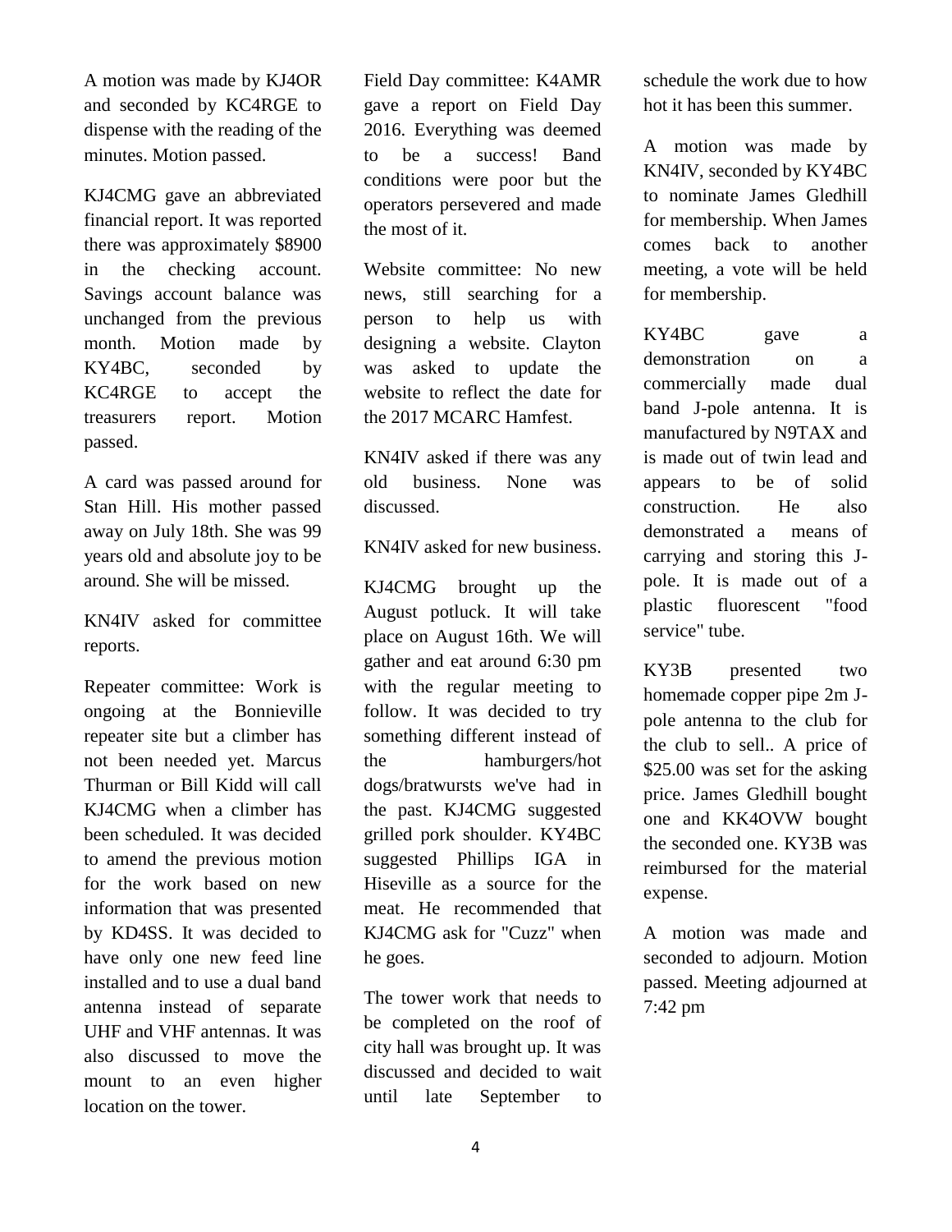A motion was made by KJ4OR and seconded by KC4RGE to dispense with the reading of the minutes. Motion passed.

KJ4CMG gave an abbreviated financial report. It was reported there was approximately $8900 in the checking account. Savings account balance was unchanged from the previous month. Motion made by KY4BC, seconded by KC4RGE to accept the treasurers report. Motion passed.

A card was passed around for Stan Hill. His mother passed away on July 18th. She was 99 years old and absolute joy to be around. She will be missed.

KN4IV asked for committee reports.

Repeater committee: Work is ongoing at the Bonnieville repeater site but a climber has not been needed yet. Marcus Thurman or Bill Kidd will call KJ4CMG when a climber has been scheduled. It was decided to amend the previous motion for the work based on new information that was presented by KD4SS. It was decided to have only one new feed line installed and to use a dual band antenna instead of separate UHF and VHF antennas. It was also discussed to move the mount to an even higher location on the tower.

Field Day committee: K4AMR gave a report on Field Day 2016. Everything was deemed to be a success! Band conditions were poor but the operators persevered and made the most of it.

Website committee: No new news, still searching for a person to help us with designing a website. Clayton was asked to update the website to reflect the date for the 2017 MCARC Hamfest.

KN4IV asked if there was any old business. None was discussed.

KN4IV asked for new business.

KJ4CMG brought up the August potluck. It will take place on August 16th. We will gather and eat around 6:30 pm with the regular meeting to follow. It was decided to try something different instead of the hamburgers/hot dogs/bratwursts we've had in the past. KJ4CMG suggested grilled pork shoulder. KY4BC suggested Phillips IGA in Hiseville as a source for the meat. He recommended that KJ4CMG ask for "Cuzz" when he goes.

The tower work that needs to be completed on the roof of city hall was brought up. It was discussed and decided to wait until late September to schedule the work due to how hot it has been this summer.

A motion was made by KN4IV, seconded by KY4BC to nominate James Gledhill for membership. When James comes back to another meeting, a vote will be held for membership.

KY4BC gave a demonstration on a commercially made dual band J-pole antenna. It is manufactured by N9TAX and is made out of twin lead and appears to be of solid construction. He also demonstrated a means of carrying and storing this J-pole. It is made out of a plastic fluorescent "food service" tube.

KY3B presented two homemade copper pipe 2m J-pole antenna to the club for the club to sell.. A price of $25.00 was set for the asking price. James Gledhill bought one and KK4OVW bought the seconded one. KY3B was reimbursed for the material expense.

A motion was made and seconded to adjourn. Motion passed. Meeting adjourned at 7:42 pm